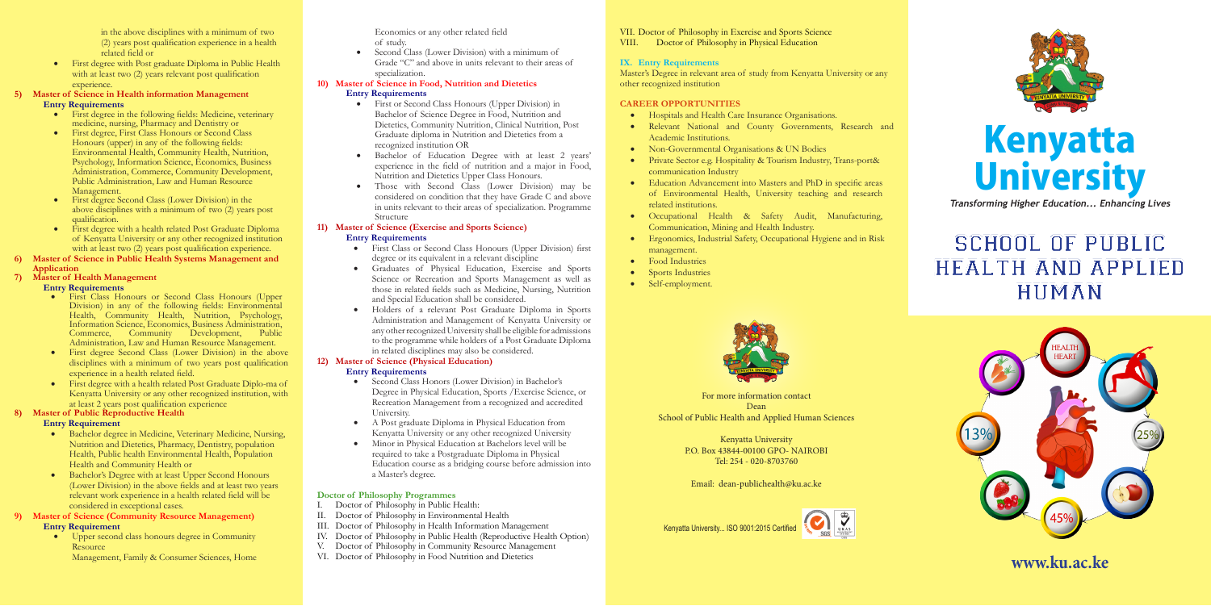in the above disciplines with a minimum of two (2) years post qualification experience in a health related field or

- First degree with Post graduate Diploma in Public Health with at least two (2) years relevant post qualification experience.

**5) Master of Science in Health information Management**

**Entry Requirements**

- First degree in the following fields: Medicine, veterinary medicine, nursing, Pharmacy and Dentistry or
- First degree, First Class Honours or Second Class Honours (upper) in any of the following fields: Environmental Health, Community Health, Nutrition, Psychology, Information Science, Economics, Business Administration, Commerce, Community Development, Public Administration, Law and Human Resource Management.
- First degree Second Class (Lower Division) in the above disciplines with a minimum of two (2) years post qualification.
- First degree with a health related Post Graduate Diploma of Kenyatta University or any other recognized institution with at least two (2) years post qualification experience.

**6) Master of Science in Public Health Systems Management and Application**

**7) Master of Health Management**

**Entry Requirements**

- First Class Honours or Second Class Honours (Upper Division) in any of the following fields: Environmental Health, Community Health, Nutrition, Psychology, Information Science, Economics, Business Administration, Commerce, Community Development, Public Administration, Law and Human Resource Management.
- First degree Second Class (Lower Division) in the above disciplines with a minimum of two years post qualification experience in a health related field.
- First degree with a health related Post Graduate Diplo-ma of Kenyatta University or any other recognized institution, with at least 2 years post qualification experience

**8) Master of Public Reproductive Health**

**Entry Requirement**

- Bachelor degree in Medicine, Veterinary Medicine, Nursing, Nutrition and Dietetics, Pharmacy, Dentistry, population Health, Public health Environmental Health, Population Health and Community Health or
- Bachelor's Degree with at least Upper Second Honours (Lower Division) in the above fields and at least two years relevant work experience in a health related field will be considered in exceptional cases.

**9) Master of Science (Community Resource Management)**

**Entry Requirement**

- Upper second class honours degree in Community Resource Management, Family & Consumer Sciences, Home Economics or any other related field of study.
- Second Class (Lower Division) with a minimum of Grade "C" and above in units relevant to their areas of specialization.

**10) Master of Science in Food, Nutrition and Dietetics**

**Entry Requirements**

- First or Second Class Honours (Upper Division) in Bachelor of Science Degree in Food, Nutrition and Dietetics, Community Nutrition, Clinical Nutrition, Post Graduate diploma in Nutrition and Dietetics from a recognized institution OR
- Bachelor of Education Degree with at least 2 years' experience in the field of nutrition and a major in Food, Nutrition and Dietetics Upper Class Honours.
- Those with Second Class (Lower Division) may be considered on condition that they have Grade C and above in units relevant to their areas of specialization. Programme Structure

**11) Master of Science (Exercise and Sports Science)**

**Entry Requirements**

- First Class or Second Class Honours (Upper Division) first degree or its equivalent in a relevant discipline
- Graduates of Physical Education, Exercise and Sports Science or Recreation and Sports Management as well as those in related fields such as Medicine, Nursing, Nutrition and Special Education shall be considered.
- Holders of a relevant Post Graduate Diploma in Sports Administration and Management of Kenyatta University or any other recognized University shall be eligible for admissions to the programme while holders of a Post Graduate Diploma in related disciplines may also be considered.

**12) Master of Science (Physical Education)**

**Entry Requirements**

- Second Class Honors (Lower Division) in Bachelor's Degree in Physical Education, Sports /Exercise Science, or Recreation Management from a recognized and accredited University.
- A Post graduate Diploma in Physical Education from Kenyatta University or any other recognized University
- Minor in Physical Education at Bachelors level will be required to take a Postgraduate Diploma in Physical Education course as a bridging course before admission into a Master's degree.

**Doctor of Philosophy Programmes**

I. Doctor of Philosophy in Public Health:
II. Doctor of Philosophy in Environmental Health
III. Doctor of Philosophy in Health Information Management
IV. Doctor of Philosophy in Public Health (Reproductive Health Option)
V. Doctor of Philosophy in Community Resource Management
VI. Doctor of Philosophy in Food Nutrition and Dietetics
VII. Doctor of Philosophy in Exercise and Sports Science
VIII. Doctor of Philosophy in Physical Education

**IX. Entry Requirements**

Master's Degree in relevant area of study from Kenyatta University or any other recognized institution

**CAREER OPPORTUNITIES**

- Hospitals and Health Care Insurance Organisations.
- Relevant National and County Governments, Research and Academic Institutions.
- Non-Governmental Organisations & UN Bodies
- Private Sector e.g. Hospitality & Tourism Industry, Trans-port& communication Industry
- Education Advancement into Masters and PhD in specific areas of Environmental Health, University teaching and research related institutions.
- Occupational Health & Safety Audit, Manufacturing, Communication, Mining and Health Industry.
- Ergonomics, Industrial Safety, Occupational Hygiene and in Risk management.
- Food Industries
- Sports Industries
- Self-employment.

For more information contact
Dean
School of Public Health and Applied Human Sciences

Kenyatta University
P.O. Box 43844-00100 GPO- NAIROBI
Tel: 254 - 020-8703760

Email: dean-publichealth@ku.ac.ke

Kenyatta University... ISO 9001:2015 Certified

# Kenyatta University

*Transforming Higher Education... Enhancing Lives*

# SCHOOL OF PUBLIC HEALTH AND APPLIED HUMAN

www.ku.ac.ke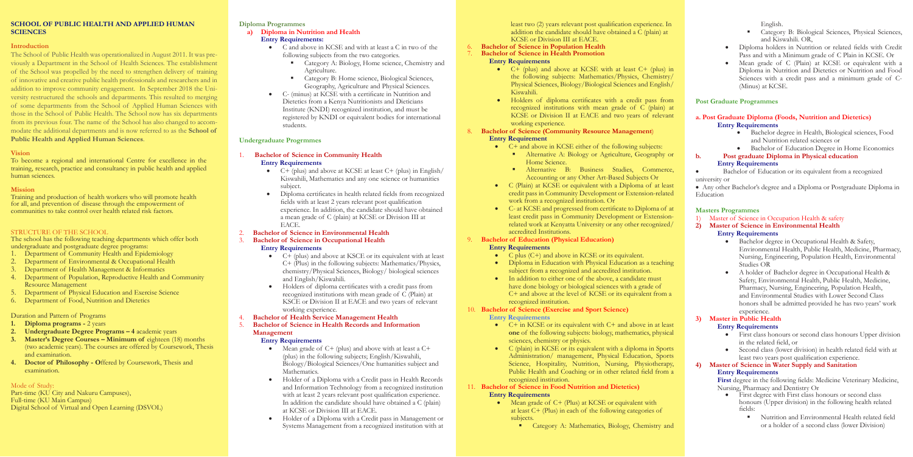## SCHOOL OF PUBLIC HEALTH AND APPLIED HUMAN SCIENCES

### Introduction

The School of Public Health was operationalized in August 2011. It was previously a Department in the School of Health Sciences. The establishment of the School was propelled by the need to strengthen delivery of training of innovative and creative public health professionals and researchers and in addition to improve community engagement. In September 2018 the University restructured the schools and departments. This resulted to merging of some departments from the School of Applied Human Sciences with those in the School of Public Health. The School now has six departments from its previous four. The name of the School has also changed to accommodate the additional departments and is now referred to as the **School of Public Health and Applied Human Sciences**.

### Vision

To become a regional and international Centre for excellence in the training, research, practice and consultancy in public health and applied human sciences.

### Mission

Training and production of health workers who will promote health for all, and prevention of disease through the empowerment of communities to take control over health related risk factors.

### STRUCTURE OF THE SCHOOL

The school has the following teaching departments which offer both undergraduate and postgraduate degree programs:

1. Department of Community Health and Epidemiology
2. Department of Environmental & Occupational Health
3. Department of Health Management & Informatics
4. Department of Population, Reproductive Health and Community Resource Management
5. Department of Physical Education and Exercise Science
6. Department of Food, Nutrition and Dietetics

Duration and Pattern of Programs

1. **Diploma programs -** 2 years
2. **Undergraduate Degree Programs – 4** academic years
3. **Master's Degree Courses – Minimum of** eighteen (18) months (two academic years). The courses are offered by Coursework, Thesis and examination.
4. **Doctor of Philosophy - O**ffered by Coursework, Thesis and examination.

Mode of Study:

Part-time (KU City and Nakuru Campuses),
Full-time (KU Main Campus)
Digital School of Virtual and Open Learning (DSVOL)

### Diploma Programmes

**a) Diploma in Nutrition and Health**

**Entry Requirements:**

- C and above in KCSE and with at least a C in two of the following subjects from the two categories.
  - Category A: Biology, Home science, Chemistry and Agriculture.
  - Category B: Home science, Biological Sciences, Geography, Agriculture and Physical Sciences.
- C- (minus) at KCSE with a certificate in Nutrition and Dietetics from a Kenya Nutritionists and Dieticians Institute (KNDI) recognized institution, and must be registered by KNDI or equivalent bodies for international students.

### Undergraduate Progrmmes

**1. Bachelor of Science in Community Health**

**Entry Requirements**

- C+ (plus) and above at KCSE with at least C+ (plus) in English/ Kiswahili, Mathematics and any one science or humanities subject.
- Diploma certificates in health related fields from recognized fields with at least 2 years relevant post qualification experience. In addition, the candidate should have obtained a mean grade of C (plain) at KCSE or Division III at EACE.

**2. Bachelor of Science in Environmental Health**

**3. Bachelor of Science in Occupational Health**

**Entry Requirements**

- C+ (plus) and above at KSCE or its equivalent with at least C+ (Plus) in the following subjects: Mathematics/Physics, chemistry/Physical Sciences, Biology/ biological sciences and English/Kiswahili.
- Holders of diploma certificates with a credit pass from recognized institutions with mean grade of C (Plain) at KSCE or Division II at EACE and two years of relevant working experience.

**4. Bachelor of Health Service Management Health**

**5. Bachelor of Science in Health Records and Information Management**

**Entry Requirements**

- Mean grade of C+ (plus) and above with at least a C+ (plus) in the following subjects; English/Kiswahili, Biology/Biological Sciences/One humanities subject and Mathematics.
- Holder of a Diploma with a Credit pass in Health Records and Information Technology from a recognized institution with at least 2 years relevant post qualification experience. In addition the candidate should have obtained a C (plain) at KCSE or Division III at EACE.
- Holder of a Diploma with a Credit pass in Management or Systems Management from a recognized institution with at least two (2) years relevant post qualification experience. In addition the candidate should have obtained a C (plain) at KCSE or Division III at EACE.

**6. Bachelor of Science in Population Health**

**7. Bachelor of Science in Health Promotion**

**Entry Requirements**

- C+ (plus) and above at KCSE with at least C+ (plus) in the following subjects: Mathematics/Physics, Chemistry/ Physical Sciences, Biology/Biological Sciences and English/ Kiswahili.
- Holders of diploma certificates with a credit pass from recognized institutions with mean grade of C (plain) at KCSE or Division II at EACE and two years of relevant working experience.

**8. Bachelor of Science (Community Resource Management)**

**Entry Requirement**

- C+ and above in KCSE either of the following subjects:
  - Alternative A: Biology or Agriculture, Geography or Home Science.
  - Alternative B: Business Studies, Commerce, Accounting or any Other Art-Based Subjects Or
- C (Plain) at KCSE or equivalent with a Diploma of at least credit pass in Community Development or Extension-related work from a recognized institution. Or
- C- at KCSE and progressed from certificate to Diploma of at least credit pass in Community Development or Extension-related work at Kenyatta University or any other recognized/ accredited Institutions.

**9. Bachelor of Education (Physical Education)**

**Entry Requirements**

- C plus (C+) and above in KCSE or its equivalent.
- Diploma in Education with Physical Education as a teaching subject from a recognized and accredited institution.
- In addition to either one of the above, a candidate must have done biology or biological sciences with a grade of C+ and above at the level of KCSE or its equivalent from a recognized institution.

**10. Bachelor of Science (Exercise and Sport Science)**

**Entry Requirements**

- C+ in KCSE or its equivalent with C+ and above in at least **one** of the following subjects: biology, mathematics, physical sciences, chemistry or physics.
- C (plain) in KCSE or its equivalent with a diploma in Sports Administration/ management, Physical Education, Sports Science, Hospitality, Nutrition, Nursing, Physiotherapy, Public Health and Coaching or in other related field from a recognized institution.

**11. Bachelor of Science in Food Nutrition and Dietetics)**

**Entry Requirements**

- Mean grade of C+ (Plus) at KCSE or equivalent with at least C+ (Plus) in each of the following categories of subjects.
  - Category A: Mathematics, Biology, Chemistry and English.
  - Category B: Biological Sciences, Physical Sciences, and Kiswahili. OR,
- Diploma holders in Nutrition or related fields with Credit Pass and with a Minimum grade of C Plain in KCSE. Or
- Mean grade of C (Plain) at KCSE or equivalent with a Diploma in Nutrition and Dietetics or Nutrition and Food Sciences with a credit pass and a minimum grade of C- (Minus) at KCSE.

### Post Graduate Programmes

**a. Post Graduate Diploma (Foods, Nutrition and Dietetics)**

**Entry Requirements**

- Bachelor degree in Health, Biological sciences, Food and Nutrition related sciences or
- Bachelor of Education Degree in Home Economics

**b. Post graduate Diploma in Physical education**

**Entry Requirements**

- Bachelor of Education or its equivalent from a recognized university or
- Any other Bachelor's degree and a Diploma or Postgraduate Diploma in Education

### Masters Programmes

1) Master of Science in Occupation Health & safety

**2) Master of Science in Environmental Health**

**Entry Requirements**

- Bachelor degree in Occupational Health & Safety, Environmental Health, Public Health, Medicine, Pharmacy, Nursing, Engineering, Population Health, Environmental Studies OR
- A holder of Bachelor degree in Occupational Health & Safety, Environmental Health, Public Health, Medicine, Pharmacy, Nursing, Engineering, Population Health, and Environmental Studies with Lower Second Class honors shall be admitted provided he has two years' work experience.

**3) Master in Public Health**

**Entry Requirements**

- First class honours or second class honours Upper division in the related field, or
- Second class (lower division) in health related field with at least two years post qualification experience.

**4) Master of Science in Water Supply and Sanitation**

**Entry Requirements**

**First** degree in the following fields: Medicine Veterinary Medicine, Nursing, Pharmacy and Dentistry Or

- First degree with First class honours or second class honours (Upper division) in the following health related fields:
  - Nutrition and Environmental Health related field or a holder of a second class (lower Division)